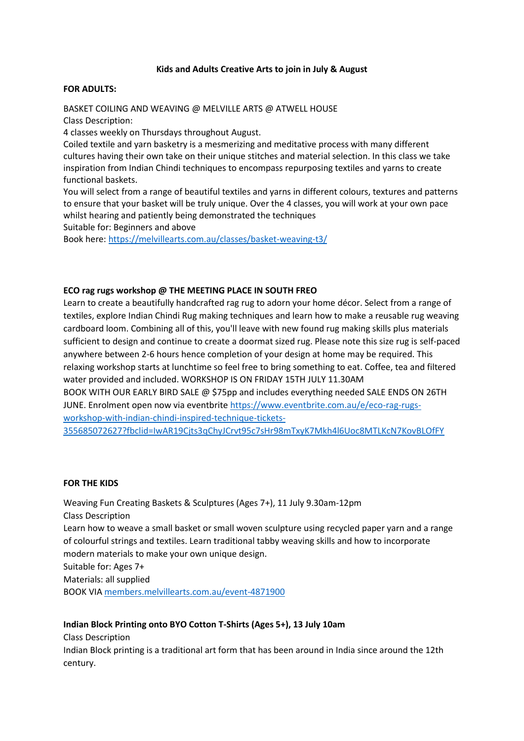**Kids and Adults Creative Arts to join in July & August**

**FOR ADULTS:**

BASKET COILING AND WEAVING @ MELVILLE ARTS @ ATWELL HOUSE
Class Description:
4 classes weekly on Thursdays throughout August.
Coiled textile and yarn basketry is a mesmerizing and meditative process with many different cultures having their own take on their unique stitches and material selection. In this class we take inspiration from Indian Chindi techniques to encompass repurposing textiles and yarns to create functional baskets.
You will select from a range of beautiful textiles and yarns in different colours, textures and patterns to ensure that your basket will be truly unique. Over the 4 classes, you will work at your own pace whilst hearing and patiently being demonstrated the techniques
Suitable for: Beginners and above
Book here: https://melvillearts.com.au/classes/basket-weaving-t3/

**ECO rag rugs workshop @ THE MEETING PLACE IN SOUTH FREO**
Learn to create a beautifully handcrafted rag rug to adorn your home décor. Select from a range of textiles, explore Indian Chindi Rug making techniques and learn how to make a reusable rug weaving cardboard loom. Combining all of this, you'll leave with new found rug making skills plus materials sufficient to design and continue to create a doormat sized rug. Please note this size rug is self-paced anywhere between 2-6 hours hence completion of your design at home may be required. This relaxing workshop starts at lunchtime so feel free to bring something to eat. Coffee, tea and filtered water provided and included. WORKSHOP IS ON FRIDAY 15TH JULY 11.30AM
BOOK WITH OUR EARLY BIRD SALE @ $75pp and includes everything needed SALE ENDS ON 26TH JUNE. Enrolment open now via eventbrite https://www.eventbrite.com.au/e/eco-rag-rugs-workshop-with-indian-chindi-inspired-technique-tickets-355685072627?fbclid=IwAR19Cjts3qChyJCrvt95c7sHr98mTxyK7Mkh4l6Uoc8MTLKcN7KovBLOfFY

**FOR THE KIDS**

Weaving Fun Creating Baskets & Sculptures (Ages 7+), 11 July 9.30am-12pm
Class Description
Learn how to weave a small basket or small woven sculpture using recycled paper yarn and a range of colourful strings and textiles. Learn traditional tabby weaving skills and how to incorporate modern materials to make your own unique design.
Suitable for: Ages 7+
Materials: all supplied
BOOK VIA members.melvillearts.com.au/event-4871900

**Indian Block Printing onto BYO Cotton T-Shirts (Ages 5+), 13 July 10am**
Class Description
Indian Block printing is a traditional art form that has been around in India since around the 12th century.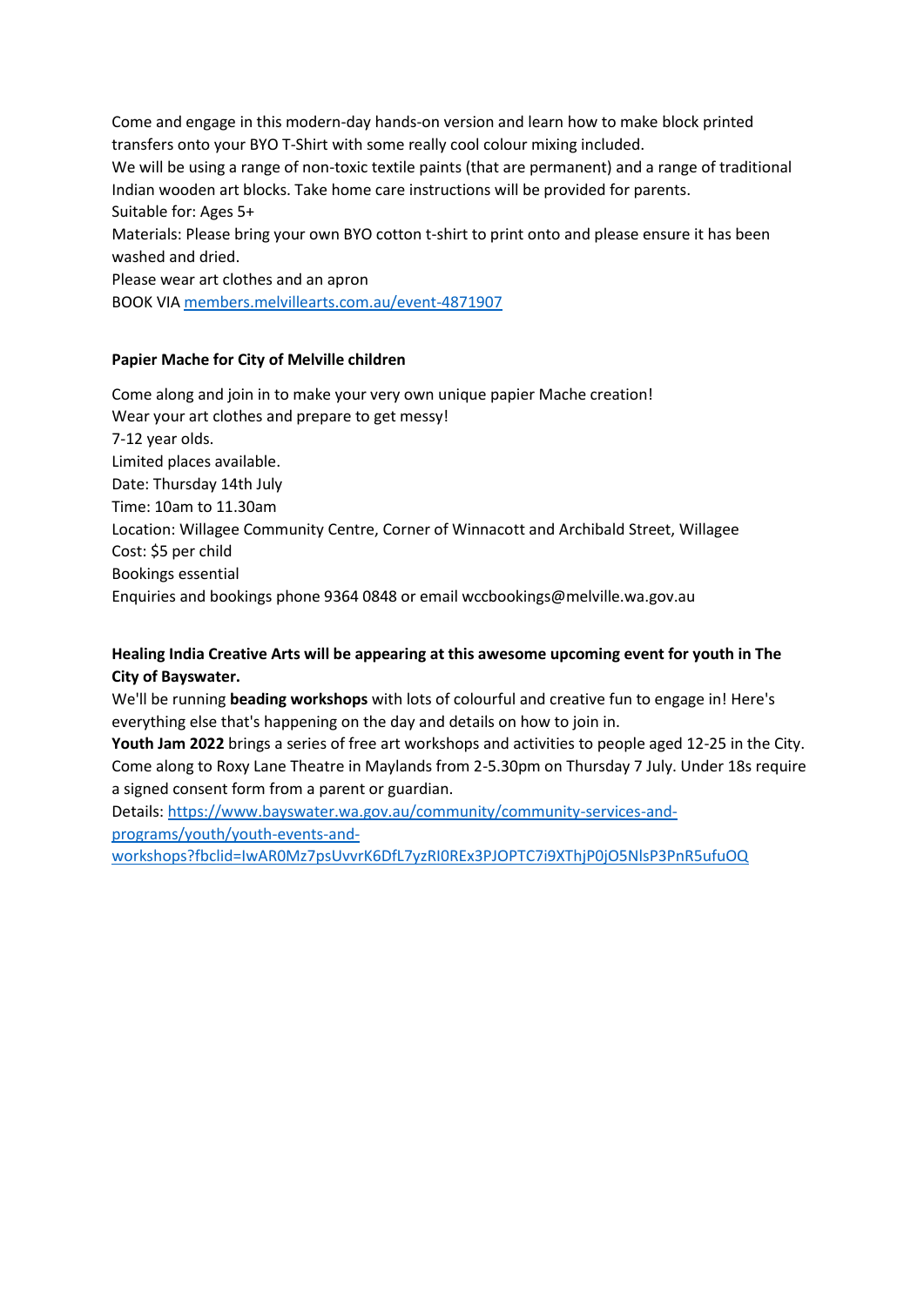Come and engage in this modern-day hands-on version and learn how to make block printed transfers onto your BYO T-Shirt with some really cool colour mixing included.
We will be using a range of non-toxic textile paints (that are permanent) and a range of traditional Indian wooden art blocks. Take home care instructions will be provided for parents.
Suitable for: Ages 5+
Materials: Please bring your own BYO cotton t-shirt to print onto and please ensure it has been washed and dried.
Please wear art clothes and an apron
BOOK VIA [members.melvillearts.com.au/event-4871907](members.melvillearts.com.au/event-4871907)

**Papier Mache for City of Melville children**

Come along and join in to make your very own unique papier Mache creation!
Wear your art clothes and prepare to get messy!
7-12 year olds.
Limited places available.
Date: Thursday 14th July
Time: 10am to 11.30am
Location: Willagee Community Centre, Corner of Winnacott and Archibald Street, Willagee
Cost: $5 per child
Bookings essential
Enquiries and bookings phone 9364 0848 or email wccbookings@melville.wa.gov.au

**Healing India Creative Arts will be appearing at this awesome upcoming event for youth in The City of Bayswater.**
We'll be running **beading workshops** with lots of colourful and creative fun to engage in! Here's everything else that's happening on the day and details on how to join in.
**Youth Jam 2022** brings a series of free art workshops and activities to people aged 12-25 in the City. Come along to Roxy Lane Theatre in Maylands from 2-5.30pm on Thursday 7 July. Under 18s require a signed consent form from a parent or guardian.
Details: [https://www.bayswater.wa.gov.au/community/community-services-and-programs/youth/youth-events-and-workshops?fbclid=IwAR0Mz7psUvvrK6DfL7yzRI0REx3PJOPTC7i9XThjP0jO5NlsP3PnR5ufuOQ](https://www.bayswater.wa.gov.au/community/community-services-and-programs/youth/youth-events-and-workshops?fbclid=IwAR0Mz7psUvvrK6DfL7yzRI0REx3PJOPTC7i9XThjP0jO5NlsP3PnR5ufuOQ)